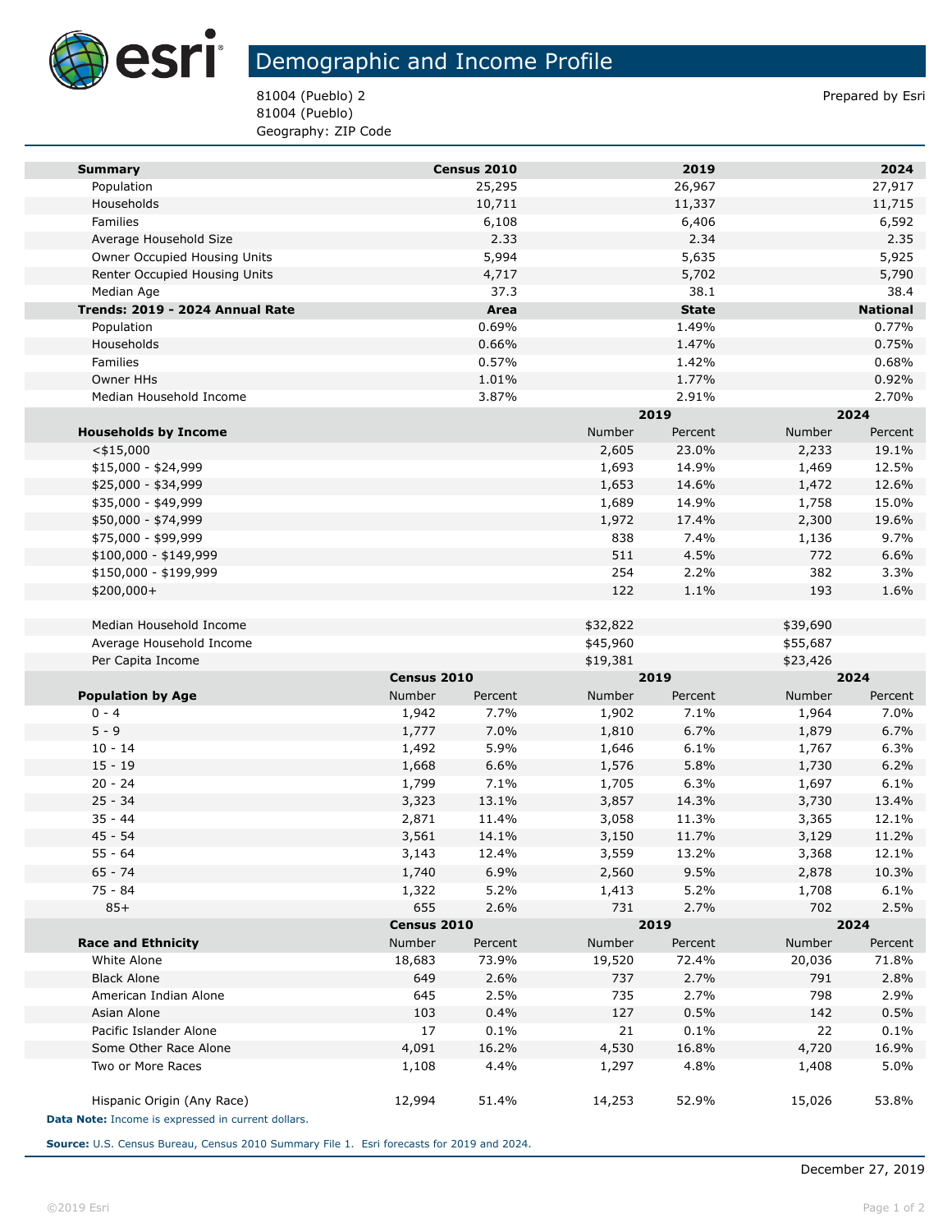# Demographic and Income Profile

81004 (Pueblo) 2
81004 (Pueblo)
Geography: ZIP Code

Prepared by Esri

| Summary | Census 2010 | 2019 | 2024 |
|---|---|---|---|
| Population | 25,295 | 26,967 | 27,917 |
| Households | 10,711 | 11,337 | 11,715 |
| Families | 6,108 | 6,406 | 6,592 |
| Average Household Size | 2.33 | 2.34 | 2.35 |
| Owner Occupied Housing Units | 5,994 | 5,635 | 5,925 |
| Renter Occupied Housing Units | 4,717 | 5,702 | 5,790 |
| Median Age | 37.3 | 38.1 | 38.4 |

| Trends: 2019 - 2024 Annual Rate | Area | State | National |
|---|---|---|---|
| Population | 0.69% | 1.49% | 0.77% |
| Households | 0.66% | 1.47% | 0.75% |
| Families | 0.57% | 1.42% | 0.68% |
| Owner HHs | 1.01% | 1.77% | 0.92% |
| Median Household Income | 3.87% | 2.91% | 2.70% |

| | 2019 | | 2024 | |
|---|---|---|---|---|
| Households by Income | Number | Percent | Number | Percent |
| <$15,000 | 2,605 | 23.0% | 2,233 | 19.1% |
| $15,000 - $24,999 | 1,693 | 14.9% | 1,469 | 12.5% |
| $25,000 - $34,999 | 1,653 | 14.6% | 1,472 | 12.6% |
| $35,000 - $49,999 | 1,689 | 14.9% | 1,758 | 15.0% |
| $50,000 - $74,999 | 1,972 | 17.4% | 2,300 | 19.6% |
| $75,000 - $99,999 | 838 | 7.4% | 1,136 | 9.7% |
| $100,000 - $149,999 | 511 | 4.5% | 772 | 6.6% |
| $150,000 - $199,999 | 254 | 2.2% | 382 | 3.3% |
| $200,000+ | 122 | 1.1% | 193 | 1.6% |
| | | | | |
| Median Household Income | $32,822 | | $39,690 | |
| Average Household Income | $45,960 | | $55,687 | |
| Per Capita Income | $19,381 | | $23,426 | |

| | Census 2010 | | 2019 | | 2024 | |
|---|---|---|---|---|---|---|
| Population by Age | Number | Percent | Number | Percent | Number | Percent |
| 0 - 4 | 1,942 | 7.7% | 1,902 | 7.1% | 1,964 | 7.0% |
| 5 - 9 | 1,777 | 7.0% | 1,810 | 6.7% | 1,879 | 6.7% |
| 10 - 14 | 1,492 | 5.9% | 1,646 | 6.1% | 1,767 | 6.3% |
| 15 - 19 | 1,668 | 6.6% | 1,576 | 5.8% | 1,730 | 6.2% |
| 20 - 24 | 1,799 | 7.1% | 1,705 | 6.3% | 1,697 | 6.1% |
| 25 - 34 | 3,323 | 13.1% | 3,857 | 14.3% | 3,730 | 13.4% |
| 35 - 44 | 2,871 | 11.4% | 3,058 | 11.3% | 3,365 | 12.1% |
| 45 - 54 | 3,561 | 14.1% | 3,150 | 11.7% | 3,129 | 11.2% |
| 55 - 64 | 3,143 | 12.4% | 3,559 | 13.2% | 3,368 | 12.1% |
| 65 - 74 | 1,740 | 6.9% | 2,560 | 9.5% | 2,878 | 10.3% |
| 75 - 84 | 1,322 | 5.2% | 1,413 | 5.2% | 1,708 | 6.1% |
| 85+ | 655 | 2.6% | 731 | 2.7% | 702 | 2.5% |

| | Census 2010 | | 2019 | | 2024 | |
|---|---|---|---|---|---|---|
| Race and Ethnicity | Number | Percent | Number | Percent | Number | Percent |
| White Alone | 18,683 | 73.9% | 19,520 | 72.4% | 20,036 | 71.8% |
| Black Alone | 649 | 2.6% | 737 | 2.7% | 791 | 2.8% |
| American Indian Alone | 645 | 2.5% | 735 | 2.7% | 798 | 2.9% |
| Asian Alone | 103 | 0.4% | 127 | 0.5% | 142 | 0.5% |
| Pacific Islander Alone | 17 | 0.1% | 21 | 0.1% | 22 | 0.1% |
| Some Other Race Alone | 4,091 | 16.2% | 4,530 | 16.8% | 4,720 | 16.9% |
| Two or More Races | 1,108 | 4.4% | 1,297 | 4.8% | 1,408 | 5.0% |
| | | | | | | |
| Hispanic Origin (Any Race) | 12,994 | 51.4% | 14,253 | 52.9% | 15,026 | 53.8% |

**Data Note:** Income is expressed in current dollars.

**Source:** U.S. Census Bureau, Census 2010 Summary File 1. Esri forecasts for 2019 and 2024.

December 27, 2019

©2019 Esri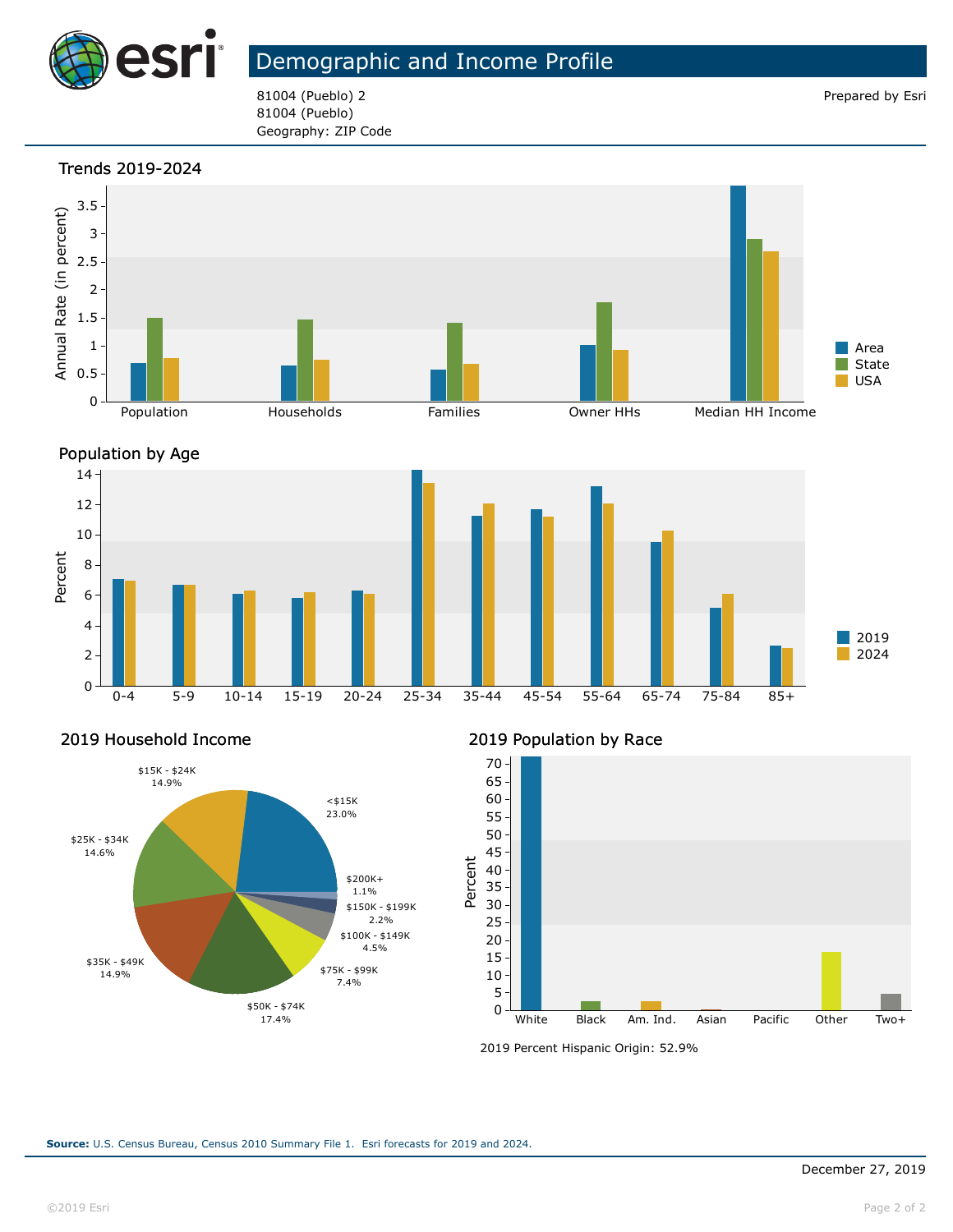# Demographic and Income Profile

81004 (Pueblo) 2
81004 (Pueblo)
Geography: ZIP Code

Prepared by Esri

## Trends 2019-2024

Annual Rate (in percent)

0
0.5
1
1.5
2
2.5
3
3.5

Population
Households
Families
Owner HHs
Median HH Income

Area
State
USA

## Population by Age

Percent

0
2
4
6
8
10
12
14

0-4
5-9
10-14
15-19
20-24
25-34
35-44
45-54
55-64
65-74
75-84
85+

2019
2024

## 2019 Household Income

<$15K
23.0%

$15K - $24K
14.9%

$25K - $34K
14.6%

$35K - $49K
14.9%

$50K - $74K
17.4%

$75K - $99K
7.4%

$100K - $149K
4.5%

$150K - $199K
2.2%

$200K+
1.1%

## 2019 Population by Race

Percent

0
5
10
15
20
25
30
35
40
45
50
55
60
65
70

White
Black
Am. Ind.
Asian
Pacific
Other
Two+

2019 Percent Hispanic Origin: 52.9%

**Source:** U.S. Census Bureau, Census 2010 Summary File 1. Esri forecasts for 2019 and 2024.

December 27, 2019

©2019 Esri